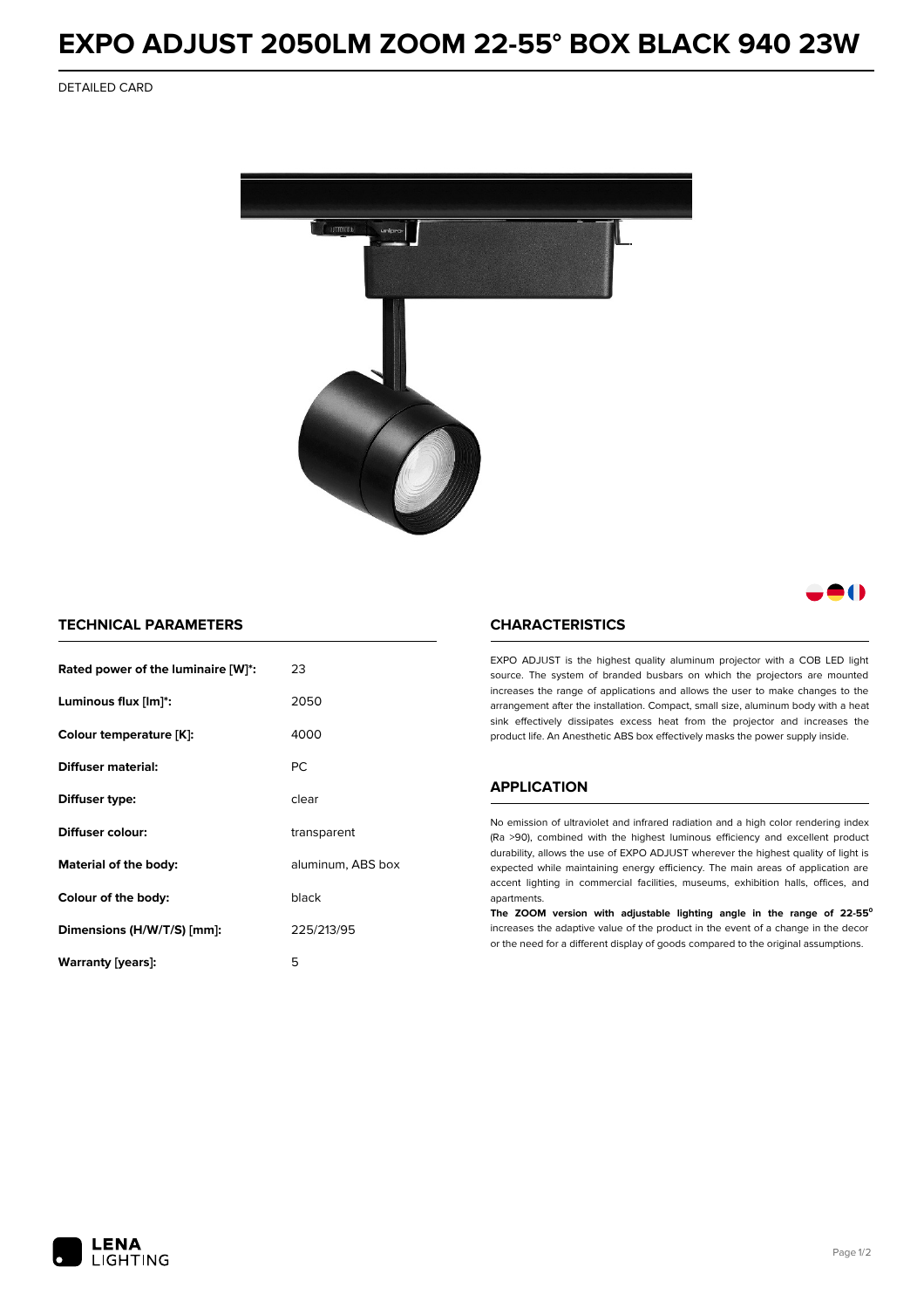# EXPO ADJUST 2050LM ZOOM 22-55° BOX BLACK 940 23W

DETAILED CARD

## TECHNICAL PARAMETERS

| | |
|---|---|
| **Rated power of the luminaire [W]*:** | 23 |
| **Luminous flux [lm]*:** | 2050 |
| **Colour temperature [K]:** | 4000 |
| **Diffuser material:** | PC |
| **Diffuser type:** | clear |
| **Diffuser colour:** | transparent |
| **Material of the body:** | aluminum, ABS box |
| **Colour of the body:** | black |
| **Dimensions (H/W/T/S) [mm]:** | 225/213/95 |
| **Warranty [years]:** | 5 |

## CHARACTERISTICS

EXPO ADJUST is the highest quality aluminum projector with a COB LED light source. The system of branded busbars on which the projectors are mounted increases the range of applications and allows the user to make changes to the arrangement after the installation. Compact, small size, aluminum body with a heat sink effectively dissipates excess heat from the projector and increases the product life. An Anesthetic ABS box effectively masks the power supply inside.

## APPLICATION

No emission of ultraviolet and infrared radiation and a high color rendering index (Ra >90), combined with the highest luminous efficiency and excellent product durability, allows the use of EXPO ADJUST wherever the highest quality of light is expected while maintaining energy efficiency. The main areas of application are accent lighting in commercial facilities, museums, exhibition halls, offices, and apartments.

**The ZOOM version with adjustable lighting angle in the range of 22-55°** increases the adaptive value of the product in the event of a change in the decor or the need for a different display of goods compared to the original assumptions.

LENA LIGHTING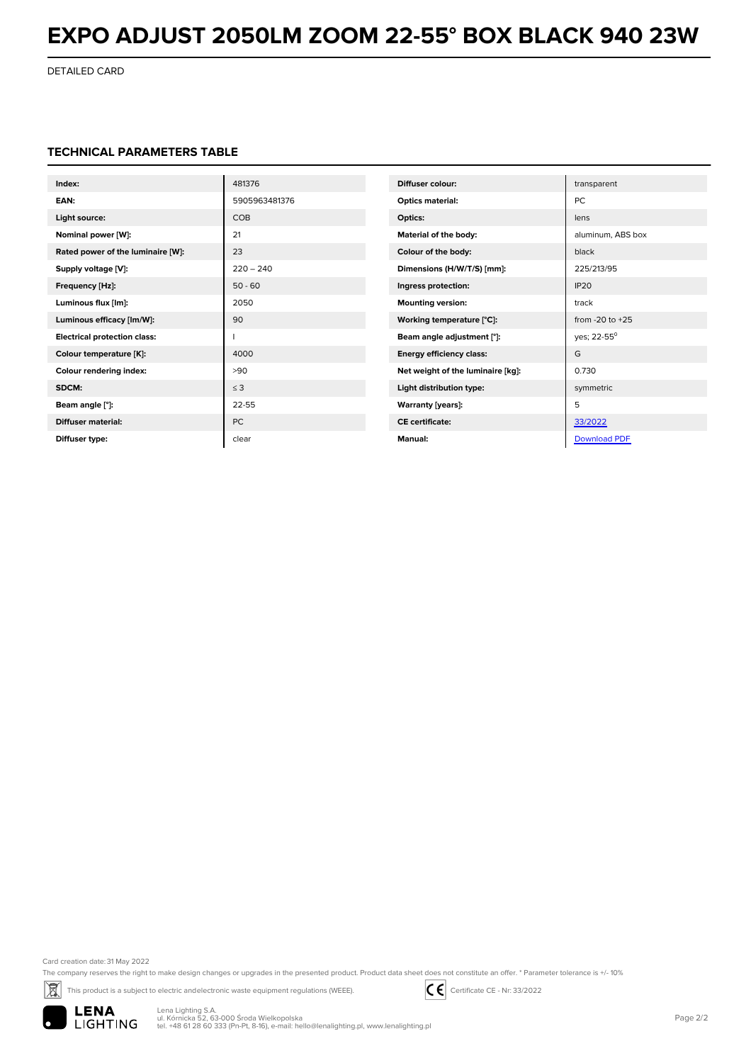# EXPO ADJUST 2050LM ZOOM 22-55° BOX BLACK 940 23W

DETAILED CARD

## TECHNICAL PARAMETERS TABLE

| | | | |
|---|---|---|---|
| **Index:** | 481376 | **Diffuser colour:** | transparent |
| **EAN:** | 5905963481376 | **Optics material:** | PC |
| **Light source:** | COB | **Optics:** | lens |
| **Nominal power [W]:** | 21 | **Material of the body:** | aluminum, ABS box |
| **Rated power of the luminaire [W]:** | 23 | **Colour of the body:** | black |
| **Supply voltage [V]:** | 220 – 240 | **Dimensions (H/W/T/S) [mm]:** | 225/213/95 |
| **Frequency [Hz]:** | 50 - 60 | **Ingress protection:** | IP20 |
| **Luminous flux [lm]:** | 2050 | **Mounting version:** | track |
| **Luminous efficacy [lm/W]:** | 90 | **Working temperature [°C]:** | from -20 to +25 |
| **Electrical protection class:** | I | **Beam angle adjustment [°]:** | yes; 22-55° |
| **Colour temperature [K]:** | 4000 | **Energy efficiency class:** | G |
| **Colour rendering index:** | >90 | **Net weight of the luminaire [kg]:** | 0.730 |
| **SDCM:** | ≤ 3 | **Light distribution type:** | symmetric |
| **Beam angle [°]:** | 22-55 | **Warranty [years]:** | 5 |
| **Diffuser material:** | PC | **CE certificate:** | 33/2022 |
| **Diffuser type:** | clear | **Manual:** | Download PDF |

Card creation date: 31 May 2022

The company reserves the right to make design changes or upgrades in the presented product. Product data sheet does not constitute an offer. * Parameter tolerance is +/- 10%

This product is a subject to electric andelectronic waste equipment regulations (WEEE).

Certificate CE - Nr: 33/2022

LENA LIGHTING

Lena Lighting S.A.
ul. Kórnicka 52, 63-000 Środa Wielkopolska
tel. +48 61 28 60 333 (Pn-Pt, 8-16), e-mail: hello@lenalighting.pl, www.lenalighting.pl